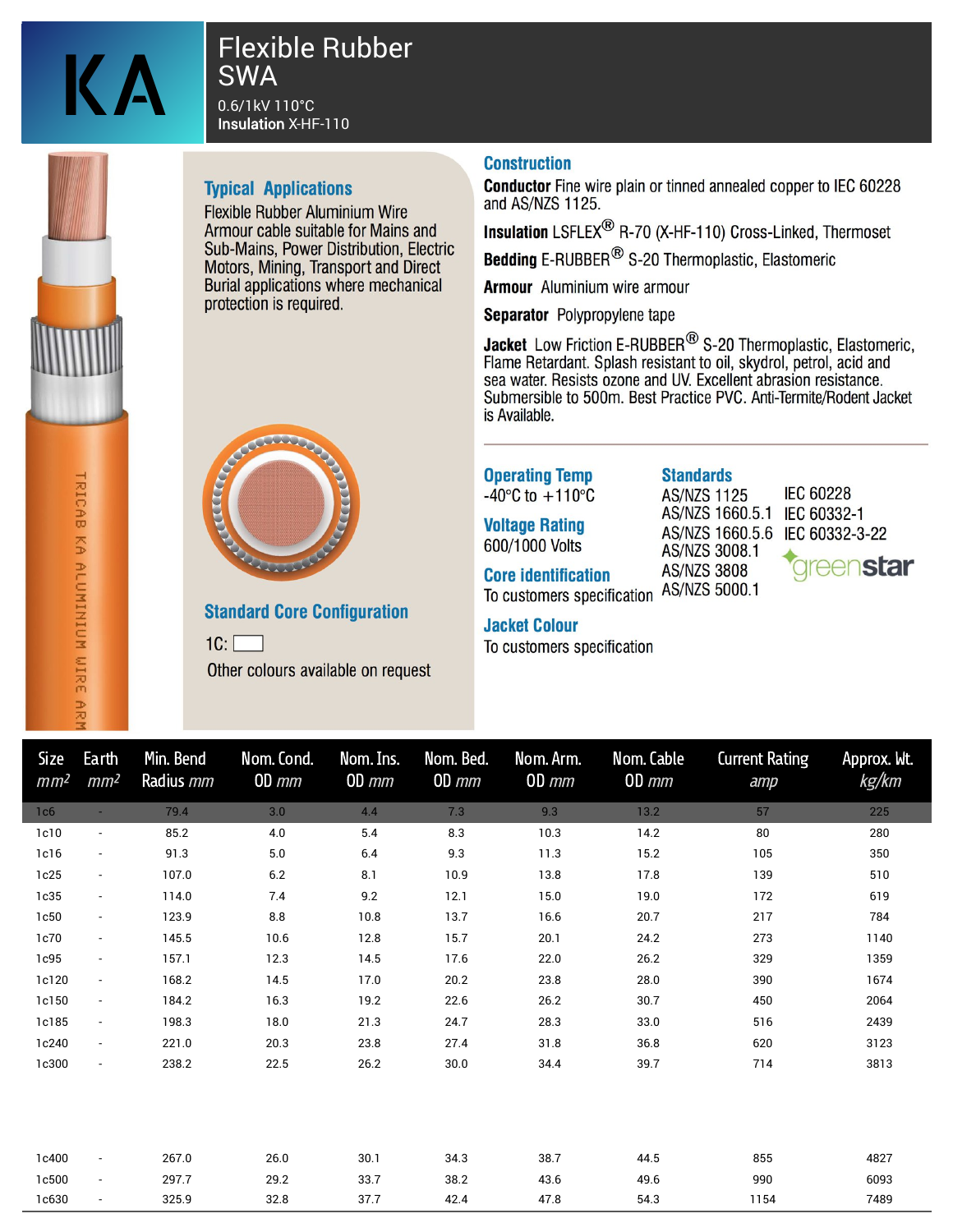# KA

## Flexible Rubber SWA

0.6/1kV 110°C
**Insulation** X-HF-110

### Typical Applications

Flexible Rubber Aluminium Wire Armour cable suitable for Mains and Sub-Mains, Power Distribution, Electric Motors, Mining, Transport and Direct Burial applications where mechanical protection is required.

### Standard Core Configuration

1C: ☐

Other colours available on request

### Construction

**Conductor** Fine wire plain or tinned annealed copper to IEC 60228 and AS/NZS 1125.

**Insulation** LSFLEX® R-70 (X-HF-110) Cross-Linked, Thermoset

**Bedding** E-RUBBER® S-20 Thermoplastic, Elastomeric

**Armour** Aluminium wire armour

**Separator** Polypropylene tape

**Jacket** Low Friction E-RUBBER® S-20 Thermoplastic, Elastomeric, Flame Retardant. Splash resistant to oil, skydrol, petrol, acid and sea water. Resists ozone and UV. Excellent abrasion resistance. Submersible to 500m. Best Practice PVC. Anti-Termite/Rodent Jacket is Available.

### Operating Temp

-40°C to +110°C

### Voltage Rating

600/1000 Volts

### Core identification

To customers specification

### Jacket Colour

To customers specification

### Standards

AS/NZS 1125
AS/NZS 1660.5.1
AS/NZS 1660.5.6
AS/NZS 3008.1
AS/NZS 3808
AS/NZS 5000.1
IEC 60228
IEC 60332-1
IEC 60332-3-22

greenstar

| Size $mm^2$ | Earth $mm^2$ | Min. Bend Radius *mm* | Nom. Cond. OD *mm* | Nom. Ins. OD *mm* | Nom. Bed. OD *mm* | Nom. Arm. OD *mm* | Nom. Cable OD *mm* | Current Rating *amp* | Approx. Wt. *kg/km* |
|---|---|---|---|---|---|---|---|---|---|
| 1c6 | - | 79.4 | 3.0 | 4.4 | 7.3 | 9.3 | 13.2 | 57 | 225 |
| 1c10 | - | 85.2 | 4.0 | 5.4 | 8.3 | 10.3 | 14.2 | 80 | 280 |
| 1c16 | - | 91.3 | 5.0 | 6.4 | 9.3 | 11.3 | 15.2 | 105 | 350 |
| 1c25 | - | 107.0 | 6.2 | 8.1 | 10.9 | 13.8 | 17.8 | 139 | 510 |
| 1c35 | - | 114.0 | 7.4 | 9.2 | 12.1 | 15.0 | 19.0 | 172 | 619 |
| 1c50 | - | 123.9 | 8.8 | 10.8 | 13.7 | 16.6 | 20.7 | 217 | 784 |
| 1c70 | - | 145.5 | 10.6 | 12.8 | 15.7 | 20.1 | 24.2 | 273 | 1140 |
| 1c95 | - | 157.1 | 12.3 | 14.5 | 17.6 | 22.0 | 26.2 | 329 | 1359 |
| 1c120 | - | 168.2 | 14.5 | 17.0 | 20.2 | 23.8 | 28.0 | 390 | 1674 |
| 1c150 | - | 184.2 | 16.3 | 19.2 | 22.6 | 26.2 | 30.7 | 450 | 2064 |
| 1c185 | - | 198.3 | 18.0 | 21.3 | 24.7 | 28.3 | 33.0 | 516 | 2439 |
| 1c240 | - | 221.0 | 20.3 | 23.8 | 27.4 | 31.8 | 36.8 | 620 | 3123 |
| 1c300 | - | 238.2 | 22.5 | 26.2 | 30.0 | 34.4 | 39.7 | 714 | 3813 |
| 1c400 | - | 267.0 | 26.0 | 30.1 | 34.3 | 38.7 | 44.5 | 855 | 4827 |
| 1c500 | - | 297.7 | 29.2 | 33.7 | 38.2 | 43.6 | 49.6 | 990 | 6093 |
| 1c630 | - | 325.9 | 32.8 | 37.7 | 42.4 | 47.8 | 54.3 | 1154 | 7489 |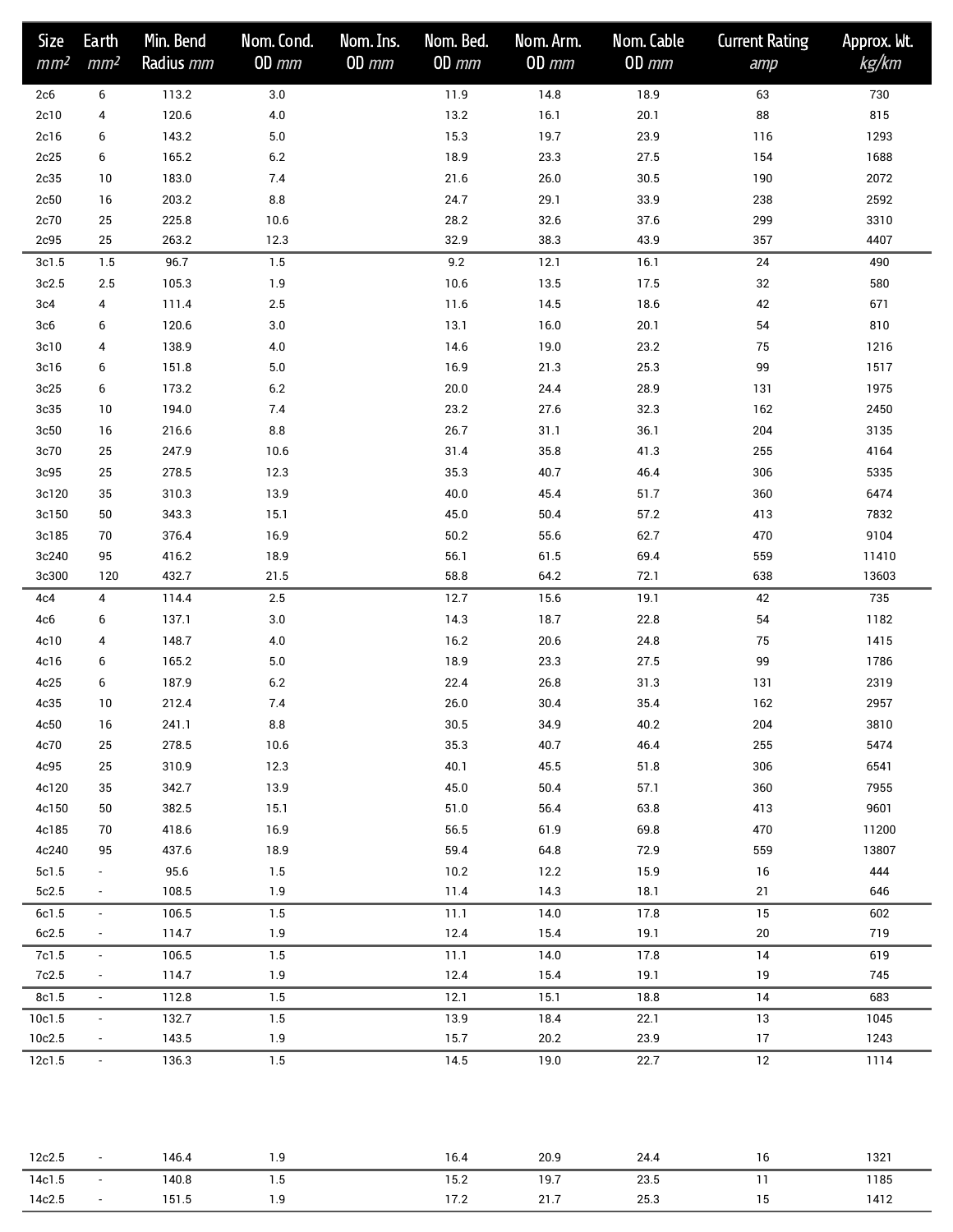| Size $mm^2$ | Earth $mm^2$ | Min. Bend Radius $mm$ | Nom. Cond. OD $mm$ | Nom. Ins. OD $mm$ | Nom. Bed. OD $mm$ | Nom. Arm. OD $mm$ | Nom. Cable OD $mm$ | Current Rating $amp$ | Approx. Wt. $kg/km$ |
|---|---|---|---|---|---|---|---|---|---|
| 2c6 | 6 | 113.2 | 3.0 | | 11.9 | 14.8 | 18.9 | 63 | 730 |
| 2c10 | 4 | 120.6 | 4.0 | | 13.2 | 16.1 | 20.1 | 88 | 815 |
| 2c16 | 6 | 143.2 | 5.0 | | 15.3 | 19.7 | 23.9 | 116 | 1293 |
| 2c25 | 6 | 165.2 | 6.2 | | 18.9 | 23.3 | 27.5 | 154 | 1688 |
| 2c35 | 10 | 183.0 | 7.4 | | 21.6 | 26.0 | 30.5 | 190 | 2072 |
| 2c50 | 16 | 203.2 | 8.8 | | 24.7 | 29.1 | 33.9 | 238 | 2592 |
| 2c70 | 25 | 225.8 | 10.6 | | 28.2 | 32.6 | 37.6 | 299 | 3310 |
| 2c95 | 25 | 263.2 | 12.3 | | 32.9 | 38.3 | 43.9 | 357 | 4407 |
| 3c1.5 | 1.5 | 96.7 | 1.5 | | 9.2 | 12.1 | 16.1 | 24 | 490 |
| 3c2.5 | 2.5 | 105.3 | 1.9 | | 10.6 | 13.5 | 17.5 | 32 | 580 |
| 3c4 | 4 | 111.4 | 2.5 | | 11.6 | 14.5 | 18.6 | 42 | 671 |
| 3c6 | 6 | 120.6 | 3.0 | | 13.1 | 16.0 | 20.1 | 54 | 810 |
| 3c10 | 4 | 138.9 | 4.0 | | 14.6 | 19.0 | 23.2 | 75 | 1216 |
| 3c16 | 6 | 151.8 | 5.0 | | 16.9 | 21.3 | 25.3 | 99 | 1517 |
| 3c25 | 6 | 173.2 | 6.2 | | 20.0 | 24.4 | 28.9 | 131 | 1975 |
| 3c35 | 10 | 194.0 | 7.4 | | 23.2 | 27.6 | 32.3 | 162 | 2450 |
| 3c50 | 16 | 216.6 | 8.8 | | 26.7 | 31.1 | 36.1 | 204 | 3135 |
| 3c70 | 25 | 247.9 | 10.6 | | 31.4 | 35.8 | 41.3 | 255 | 4164 |
| 3c95 | 25 | 278.5 | 12.3 | | 35.3 | 40.7 | 46.4 | 306 | 5335 |
| 3c120 | 35 | 310.3 | 13.9 | | 40.0 | 45.4 | 51.7 | 360 | 6474 |
| 3c150 | 50 | 343.3 | 15.1 | | 45.0 | 50.4 | 57.2 | 413 | 7832 |
| 3c185 | 70 | 376.4 | 16.9 | | 50.2 | 55.6 | 62.7 | 470 | 9104 |
| 3c240 | 95 | 416.2 | 18.9 | | 56.1 | 61.5 | 69.4 | 559 | 11410 |
| 3c300 | 120 | 432.7 | 21.5 | | 58.8 | 64.2 | 72.1 | 638 | 13603 |
| 4c4 | 4 | 114.4 | 2.5 | | 12.7 | 15.6 | 19.1 | 42 | 735 |
| 4c6 | 6 | 137.1 | 3.0 | | 14.3 | 18.7 | 22.8 | 54 | 1182 |
| 4c10 | 4 | 148.7 | 4.0 | | 16.2 | 20.6 | 24.8 | 75 | 1415 |
| 4c16 | 6 | 165.2 | 5.0 | | 18.9 | 23.3 | 27.5 | 99 | 1786 |
| 4c25 | 6 | 187.9 | 6.2 | | 22.4 | 26.8 | 31.3 | 131 | 2319 |
| 4c35 | 10 | 212.4 | 7.4 | | 26.0 | 30.4 | 35.4 | 162 | 2957 |
| 4c50 | 16 | 241.1 | 8.8 | | 30.5 | 34.9 | 40.2 | 204 | 3810 |
| 4c70 | 25 | 278.5 | 10.6 | | 35.3 | 40.7 | 46.4 | 255 | 5474 |
| 4c95 | 25 | 310.9 | 12.3 | | 40.1 | 45.5 | 51.8 | 306 | 6541 |
| 4c120 | 35 | 342.7 | 13.9 | | 45.0 | 50.4 | 57.1 | 360 | 7955 |
| 4c150 | 50 | 382.5 | 15.1 | | 51.0 | 56.4 | 63.8 | 413 | 9601 |
| 4c185 | 70 | 418.6 | 16.9 | | 56.5 | 61.9 | 69.8 | 470 | 11200 |
| 4c240 | 95 | 437.6 | 18.9 | | 59.4 | 64.8 | 72.9 | 559 | 13807 |
| 5c1.5 | - | 95.6 | 1.5 | | 10.2 | 12.2 | 15.9 | 16 | 444 |
| 5c2.5 | - | 108.5 | 1.9 | | 11.4 | 14.3 | 18.1 | 21 | 646 |
| 6c1.5 | - | 106.5 | 1.5 | | 11.1 | 14.0 | 17.8 | 15 | 602 |
| 6c2.5 | - | 114.7 | 1.9 | | 12.4 | 15.4 | 19.1 | 20 | 719 |
| 7c1.5 | - | 106.5 | 1.5 | | 11.1 | 14.0 | 17.8 | 14 | 619 |
| 7c2.5 | - | 114.7 | 1.9 | | 12.4 | 15.4 | 19.1 | 19 | 745 |
| 8c1.5 | - | 112.8 | 1.5 | | 12.1 | 15.1 | 18.8 | 14 | 683 |
| 10c1.5 | - | 132.7 | 1.5 | | 13.9 | 18.4 | 22.1 | 13 | 1045 |
| 10c2.5 | - | 143.5 | 1.9 | | 15.7 | 20.2 | 23.9 | 17 | 1243 |
| 12c1.5 | - | 136.3 | 1.5 | | 14.5 | 19.0 | 22.7 | 12 | 1114 |
| 12c2.5 | - | 146.4 | 1.9 | | 16.4 | 20.9 | 24.4 | 16 | 1321 |
| 14c1.5 | - | 140.8 | 1.5 | | 15.2 | 19.7 | 23.5 | 11 | 1185 |
| 14c2.5 | - | 151.5 | 1.9 | | 17.2 | 21.7 | 25.3 | 15 | 1412 |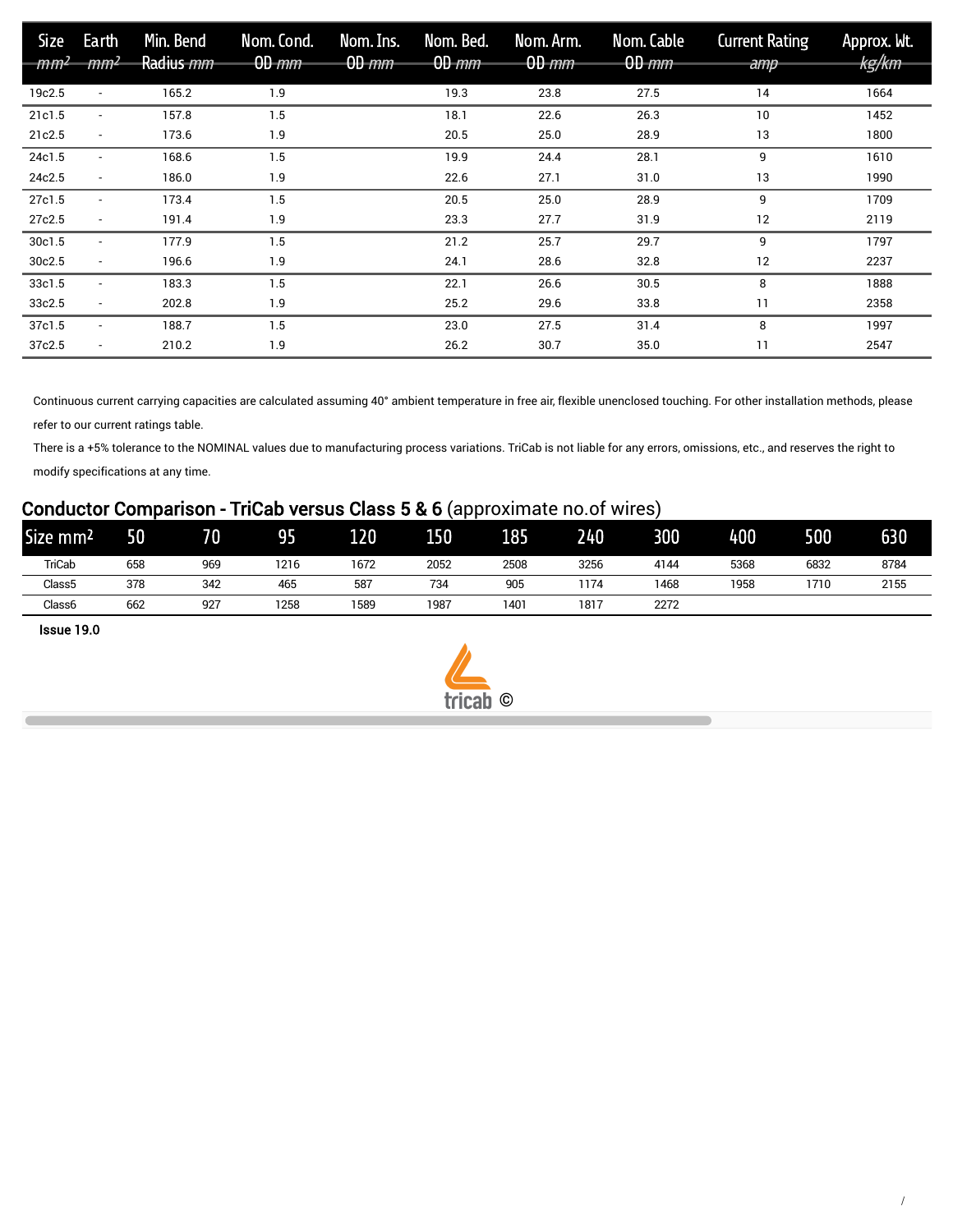| Size $mm^2$ | Earth $mm^2$ | Min. Bend Radius *mm* | Nom. Cond. OD *mm* | Nom. Ins. OD *mm* | Nom. Bed. OD *mm* | Nom. Arm. OD *mm* | Nom. Cable OD *mm* | Current Rating *amp* | Approx. Wt. *kg/km* |
|---|---|---|---|---|---|---|---|---|---|
| 19c2.5 | - | 165.2 | 1.9 | | 19.3 | 23.8 | 27.5 | 14 | 1664 |
| 21c1.5 | - | 157.8 | 1.5 | | 18.1 | 22.6 | 26.3 | 10 | 1452 |
| 21c2.5 | - | 173.6 | 1.9 | | 20.5 | 25.0 | 28.9 | 13 | 1800 |
| 24c1.5 | - | 168.6 | 1.5 | | 19.9 | 24.4 | 28.1 | 9 | 1610 |
| 24c2.5 | - | 186.0 | 1.9 | | 22.6 | 27.1 | 31.0 | 13 | 1990 |
| 27c1.5 | - | 173.4 | 1.5 | | 20.5 | 25.0 | 28.9 | 9 | 1709 |
| 27c2.5 | - | 191.4 | 1.9 | | 23.3 | 27.7 | 31.9 | 12 | 2119 |
| 30c1.5 | - | 177.9 | 1.5 | | 21.2 | 25.7 | 29.7 | 9 | 1797 |
| 30c2.5 | - | 196.6 | 1.9 | | 24.1 | 28.6 | 32.8 | 12 | 2237 |
| 33c1.5 | - | 183.3 | 1.5 | | 22.1 | 26.6 | 30.5 | 8 | 1888 |
| 33c2.5 | - | 202.8 | 1.9 | | 25.2 | 29.6 | 33.8 | 11 | 2358 |
| 37c1.5 | - | 188.7 | 1.5 | | 23.0 | 27.5 | 31.4 | 8 | 1997 |
| 37c2.5 | - | 210.2 | 1.9 | | 26.2 | 30.7 | 35.0 | 11 | 2547 |

Continuous current carrying capacities are calculated assuming 40° ambient temperature in free air, flexible unenclosed touching. For other installation methods, please refer to our current ratings table.

There is a +5% tolerance to the NOMINAL values due to manufacturing process variations. TriCab is not liable for any errors, omissions, etc., and reserves the right to modify specifications at any time.

## Conductor Comparison - TriCab versus Class 5 & 6 (approximate no.of wires)

| Size $mm^2$ | 50 | 70 | 95 | 120 | 150 | 185 | 240 | 300 | 400 | 500 | 630 |
|---|---|---|---|---|---|---|---|---|---|---|---|
| TriCab | 658 | 969 | 1216 | 1672 | 2052 | 2508 | 3256 | 4144 | 5368 | 6832 | 8784 |
| Class5 | 378 | 342 | 465 | 587 | 734 | 905 | 1174 | 1468 | 1958 | 1710 | 2155 |
| Class6 | 662 | 927 | 1258 | 1589 | 1987 | 1401 | 1817 | 2272 | | | |

**Issue 19.0**

tricab ©